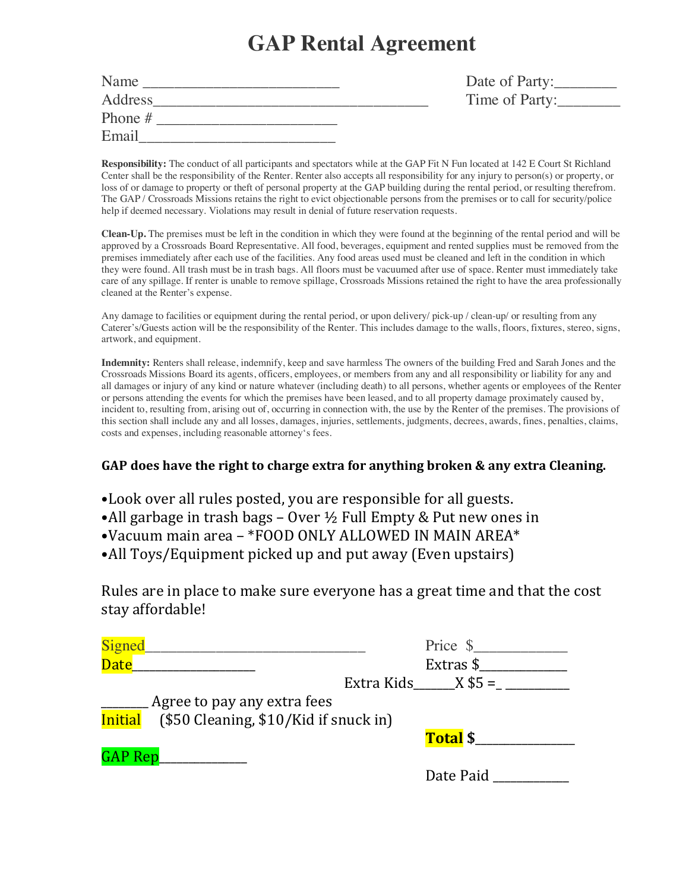# GAP Rental Agreement

Name ________________________ Date of Party:________
Address____________________________________ Time of Party:________
Phone # ______________________
Email________________________

**Responsibility:** The conduct of all participants and spectators while at the GAP Fit N Fun located at 142 E Court St Richland Center shall be the responsibility of the Renter. Renter also accepts all responsibility for any injury to person(s) or property, or loss of or damage to property or theft of personal property at the GAP building during the rental period, or resulting therefrom. The GAP / Crossroads Missions retains the right to evict objectionable persons from the premises or to call for security/police help if deemed necessary. Violations may result in denial of future reservation requests.

**Clean-Up.** The premises must be left in the condition in which they were found at the beginning of the rental period and will be approved by a Crossroads Board Representative. All food, beverages, equipment and rented supplies must be removed from the premises immediately after each use of the facilities. Any food areas used must be cleaned and left in the condition in which they were found. All trash must be in trash bags. All floors must be vacuumed after use of space. Renter must immediately take care of any spillage. If renter is unable to remove spillage, Crossroads Missions retained the right to have the area professionally cleaned at the Renter's expense.

Any damage to facilities or equipment during the rental period, or upon delivery/ pick-up / clean-up/ or resulting from any Caterer's/Guests action will be the responsibility of the Renter. This includes damage to the walls, floors, fixtures, stereo, signs, artwork, and equipment.

**Indemnity:** Renters shall release, indemnify, keep and save harmless The owners of the building Fred and Sarah Jones and the Crossroads Missions Board its agents, officers, employees, or members from any and all responsibility or liability for any and all damages or injury of any kind or nature whatever (including death) to all persons, whether agents or employees of the Renter or persons attending the events for which the premises have been leased, and to all property damage proximately caused by, incident to, resulting from, arising out of, occurring in connection with, the use by the Renter of the premises. The provisions of this section shall include any and all losses, damages, injuries, settlements, judgments, decrees, awards, fines, penalties, claims, costs and expenses, including reasonable attorney's fees.

**GAP does have the right to charge extra for anything broken & any extra Cleaning.**

- Look over all rules posted, you are responsible for all guests.
- All garbage in trash bags – Over ½ Full Empty & Put new ones in
- Vacuum main area – *FOOD ONLY ALLOWED IN MAIN AREA*
- All Toys/Equipment picked up and put away (Even upstairs)

Rules are in place to make sure everyone has a great time and that the cost stay affordable!

Signed_______________________________ Price $____________
Date_________________ Extras $____________
Extra Kids______X $5 =_ _________

_______ Agree to pay any extra fees
Initial ($50 Cleaning, $10/Kid if snuck in)

**Total** $______________

GAP Rep____________

Date Paid __________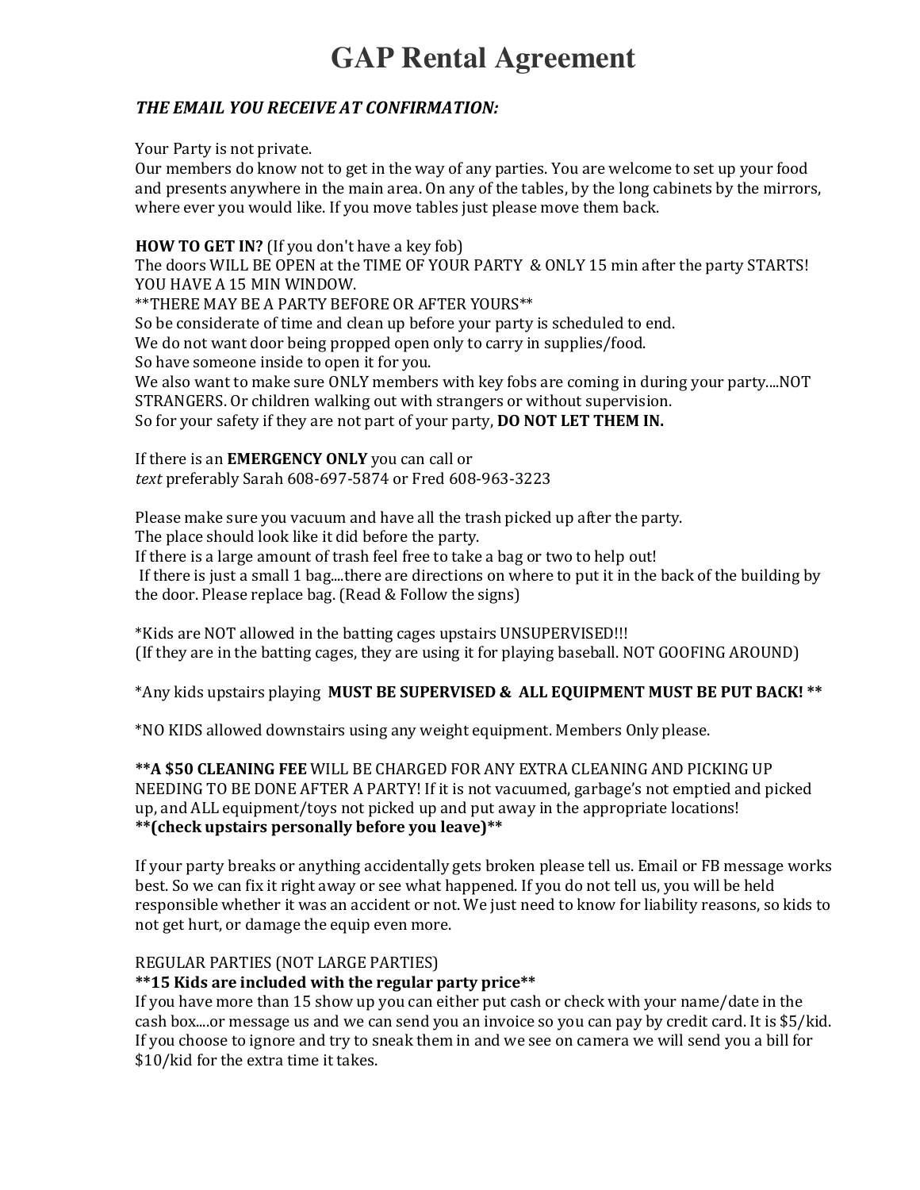# GAP Rental Agreement

***THE EMAIL YOU RECEIVE AT CONFIRMATION:***

Your Party is not private.
Our members do know not to get in the way of any parties. You are welcome to set up your food and presents anywhere in the main area. On any of the tables, by the long cabinets by the mirrors, where ever you would like. If you move tables just please move them back.

**HOW TO GET IN?** (If you don't have a key fob)
The doors WILL BE OPEN at the TIME OF YOUR PARTY & ONLY 15 min after the party STARTS! YOU HAVE A 15 MIN WINDOW.
**THERE MAY BE A PARTY BEFORE OR AFTER YOURS**
So be considerate of time and clean up before your party is scheduled to end.
We do not want door being propped open only to carry in supplies/food.
So have someone inside to open it for you.
We also want to make sure ONLY members with key fobs are coming in during your party....NOT STRANGERS. Or children walking out with strangers or without supervision.
So for your safety if they are not part of your party, **DO NOT LET THEM IN.**

If there is an **EMERGENCY ONLY** you can call or
*text* preferably Sarah 608-697-5874 or Fred 608-963-3223

Please make sure you vacuum and have all the trash picked up after the party.
The place should look like it did before the party.
If there is a large amount of trash feel free to take a bag or two to help out!
If there is just a small 1 bag....there are directions on where to put it in the back of the building by the door. Please replace bag. (Read & Follow the signs)

*Kids are NOT allowed in the batting cages upstairs UNSUPERVISED!!!
(If they are in the batting cages, they are using it for playing baseball. NOT GOOFING AROUND)

*Any kids upstairs playing **MUST BE SUPERVISED & ALL EQUIPMENT MUST BE PUT BACK! ****

*NO KIDS allowed downstairs using any weight equipment. Members Only please.

**\*\*A $50 CLEANING FEE** WILL BE CHARGED FOR ANY EXTRA CLEANING AND PICKING UP NEEDING TO BE DONE AFTER A PARTY! If it is not vacuumed, garbage's not emptied and picked up, and ALL equipment/toys not picked up and put away in the appropriate locations!
**\*\*(check upstairs personally before you leave)\*\***

If your party breaks or anything accidentally gets broken please tell us. Email or FB message works best. So we can fix it right away or see what happened. If you do not tell us, you will be held responsible whether it was an accident or not. We just need to know for liability reasons, so kids to not get hurt, or damage the equip even more.

REGULAR PARTIES (NOT LARGE PARTIES)
**\*\*15 Kids are included with the regular party price\*\***
If you have more than 15 show up you can either put cash or check with your name/date in the cash box....or message us and we can send you an invoice so you can pay by credit card. It is $5/kid. If you choose to ignore and try to sneak them in and we see on camera we will send you a bill for $10/kid for the extra time it takes.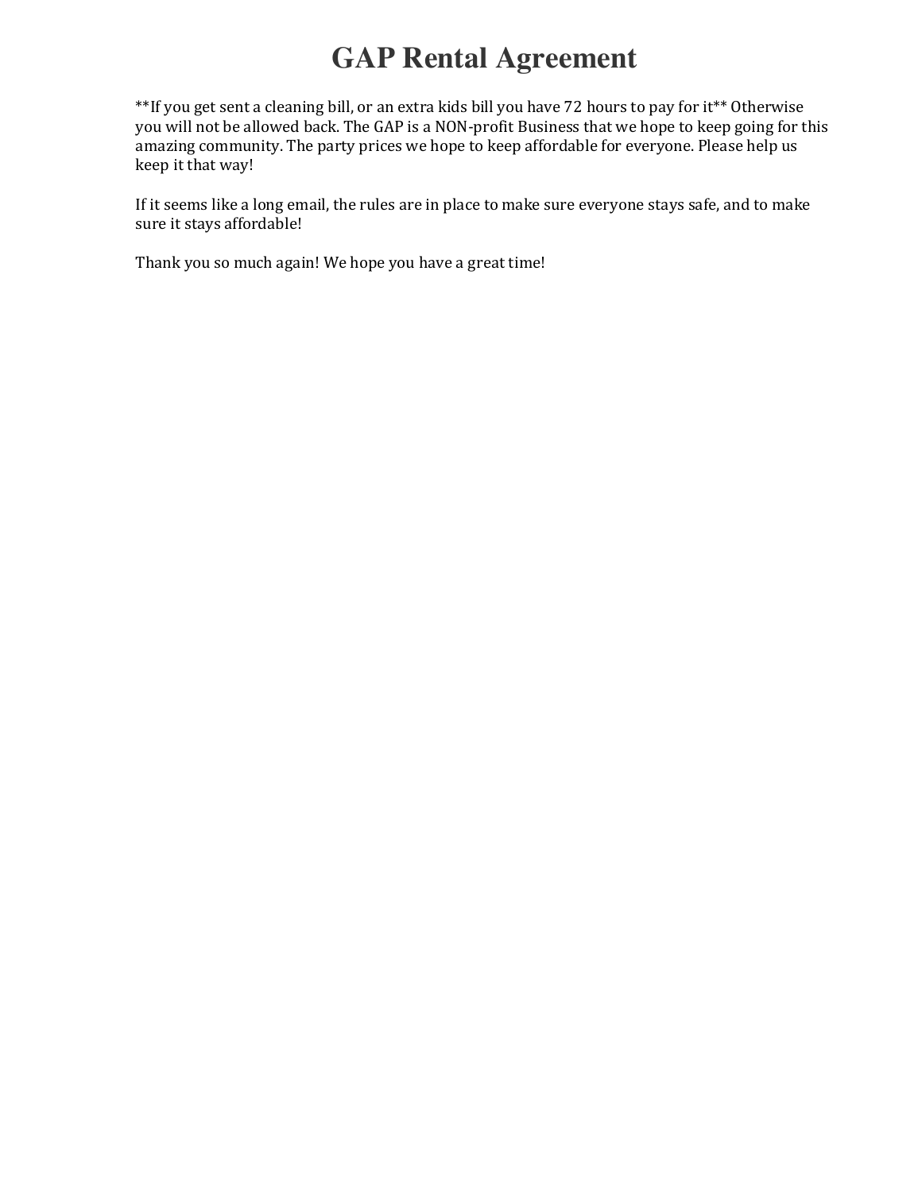# GAP Rental Agreement

**If you get sent a cleaning bill, or an extra kids bill you have 72 hours to pay for it** Otherwise you will not be allowed back. The GAP is a NON-profit Business that we hope to keep going for this amazing community. The party prices we hope to keep affordable for everyone. Please help us keep it that way!

If it seems like a long email, the rules are in place to make sure everyone stays safe, and to make sure it stays affordable!

Thank you so much again! We hope you have a great time!